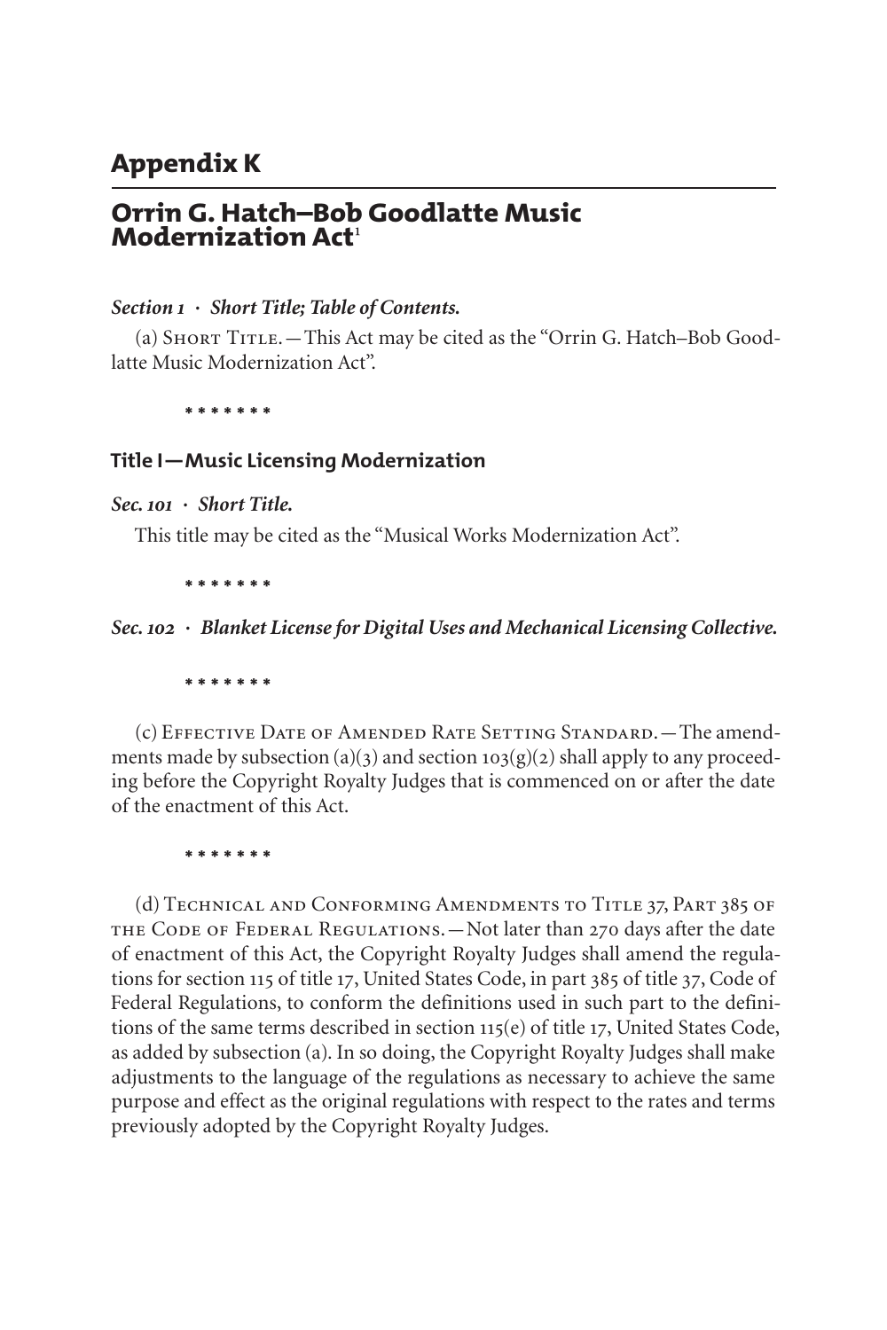# Appendix K

## Orrin G. Hatch–Bob Goodlatte Music Modernization Act[1]

***Section 1 · Short Title; Table of Contents.***

(a) Short Title.—This Act may be cited as the "Orrin G. Hatch–Bob Goodlatte Music Modernization Act".

\* \* \* \* \* \* \*

### Title I—Music Licensing Modernization

***Sec. 101 · Short Title.***

This title may be cited as the "Musical Works Modernization Act".

\* \* \* \* \* \* \*

***Sec. 102 · Blanket License for Digital Uses and Mechanical Licensing Collective.***

\* \* \* \* \* \* \*

(c) Effective Date of Amended Rate Setting Standard.—The amendments made by subsection (a)(3) and section 103(g)(2) shall apply to any proceeding before the Copyright Royalty Judges that is commenced on or after the date of the enactment of this Act.

\* \* \* \* \* \* \*

(d) Technical and Conforming Amendments to Title 37, Part 385 of the Code of Federal Regulations.—Not later than 270 days after the date of enactment of this Act, the Copyright Royalty Judges shall amend the regulations for section 115 of title 17, United States Code, in part 385 of title 37, Code of Federal Regulations, to conform the definitions used in such part to the definitions of the same terms described in section 115(e) of title 17, United States Code, as added by subsection (a). In so doing, the Copyright Royalty Judges shall make adjustments to the language of the regulations as necessary to achieve the same purpose and effect as the original regulations with respect to the rates and terms previously adopted by the Copyright Royalty Judges.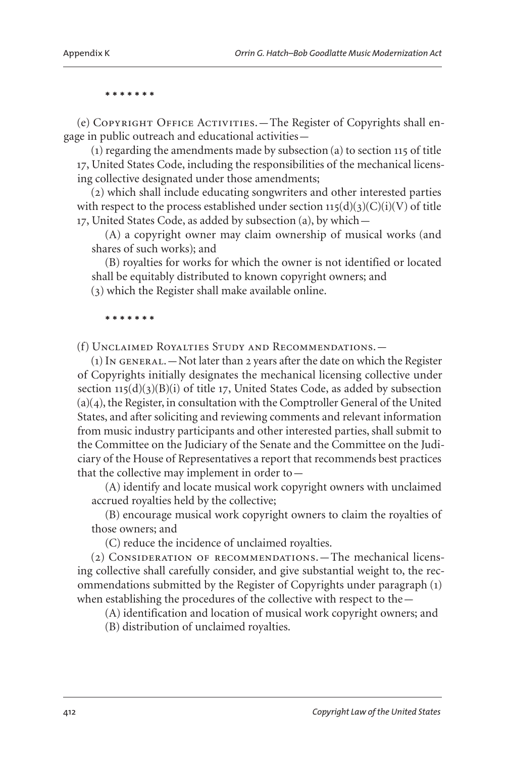\* \* \* \* \* \* \*

(e) Copyright Office Activities.—The Register of Copyrights shall engage in public outreach and educational activities—

(1) regarding the amendments made by subsection (a) to section 115 of title 17, United States Code, including the responsibilities of the mechanical licensing collective designated under those amendments;

(2) which shall include educating songwriters and other interested parties with respect to the process established under section 115(d)(3)(C)(i)(V) of title 17, United States Code, as added by subsection (a), by which—

(A) a copyright owner may claim ownership of musical works (and shares of such works); and

(B) royalties for works for which the owner is not identified or located shall be equitably distributed to known copyright owners; and

(3) which the Register shall make available online.

\* \* \* \* \* \* \*

(f) Unclaimed Royalties Study and Recommendations.—

(1) In general.—Not later than 2 years after the date on which the Register of Copyrights initially designates the mechanical licensing collective under section 115(d)(3)(B)(i) of title 17, United States Code, as added by subsection (a)(4), the Register, in consultation with the Comptroller General of the United States, and after soliciting and reviewing comments and relevant information from music industry participants and other interested parties, shall submit to the Committee on the Judiciary of the Senate and the Committee on the Judiciary of the House of Representatives a report that recommends best practices that the collective may implement in order to—

(A) identify and locate musical work copyright owners with unclaimed accrued royalties held by the collective;

(B) encourage musical work copyright owners to claim the royalties of those owners; and

(C) reduce the incidence of unclaimed royalties.

(2) Consideration of recommendations.—The mechanical licensing collective shall carefully consider, and give substantial weight to, the recommendations submitted by the Register of Copyrights under paragraph (1) when establishing the procedures of the collective with respect to the—

(A) identification and location of musical work copyright owners; and

(B) distribution of unclaimed royalties.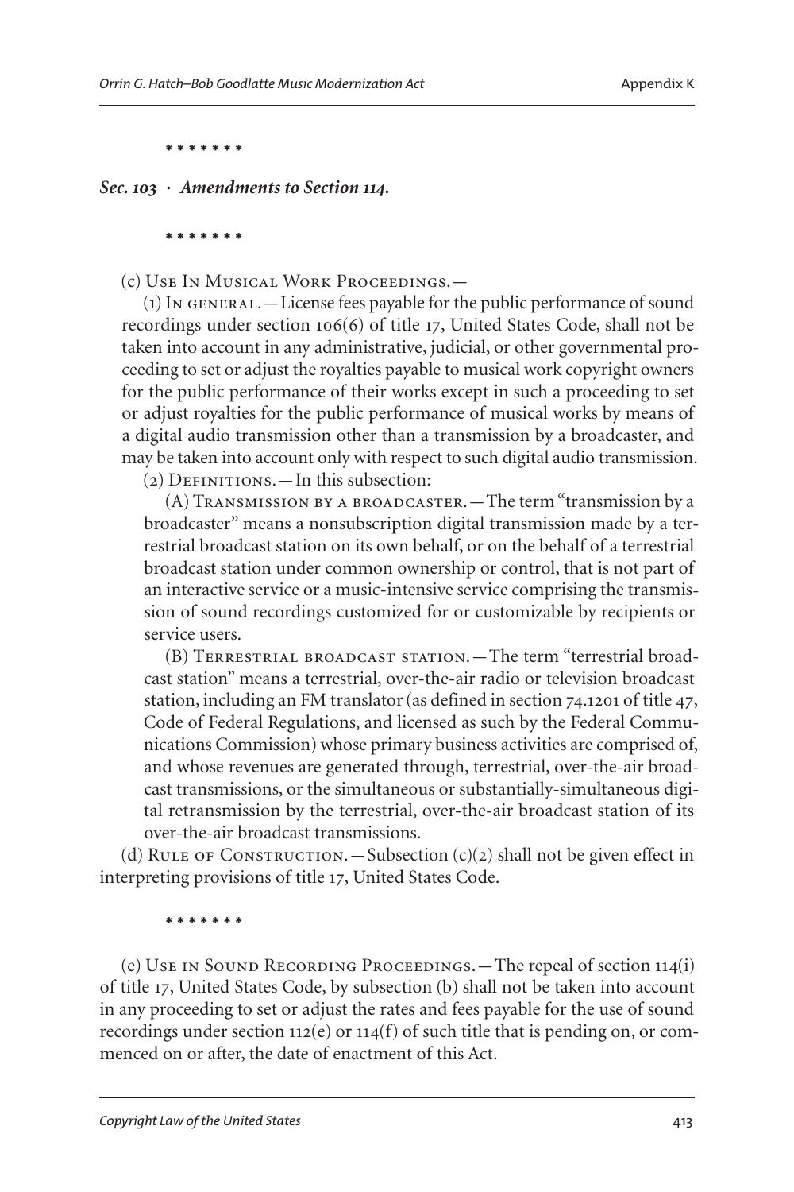\* \* \* \* \* \* \*

### *Sec. 103 · Amendments to Section 114.*

\* \* \* \* \* \* \*

(c) Use In Musical Work Proceedings.—

(1) In general.—License fees payable for the public performance of sound recordings under section 106(6) of title 17, United States Code, shall not be taken into account in any administrative, judicial, or other governmental proceeding to set or adjust the royalties payable to musical work copyright owners for the public performance of their works except in such a proceeding to set or adjust royalties for the public performance of musical works by means of a digital audio transmission other than a transmission by a broadcaster, and may be taken into account only with respect to such digital audio transmission.

(2) Definitions.—In this subsection:

(A) Transmission by a broadcaster.—The term "transmission by a broadcaster" means a nonsubscription digital transmission made by a terrestrial broadcast station on its own behalf, or on the behalf of a terrestrial broadcast station under common ownership or control, that is not part of an interactive service or a music-intensive service comprising the transmission of sound recordings customized for or customizable by recipients or service users.

(B) Terrestrial broadcast station.—The term "terrestrial broadcast station" means a terrestrial, over-the-air radio or television broadcast station, including an FM translator (as defined in section 74.1201 of title 47, Code of Federal Regulations, and licensed as such by the Federal Communications Commission) whose primary business activities are comprised of, and whose revenues are generated through, terrestrial, over-the-air broadcast transmissions, or the simultaneous or substantially-simultaneous digital retransmission by the terrestrial, over-the-air broadcast station of its over-the-air broadcast transmissions.

(d) Rule of Construction.—Subsection (c)(2) shall not be given effect in interpreting provisions of title 17, United States Code.

\* \* \* \* \* \* \*

(e) Use in Sound Recording Proceedings.—The repeal of section 114(i) of title 17, United States Code, by subsection (b) shall not be taken into account in any proceeding to set or adjust the rates and fees payable for the use of sound recordings under section 112(e) or 114(f) of such title that is pending on, or commenced on or after, the date of enactment of this Act.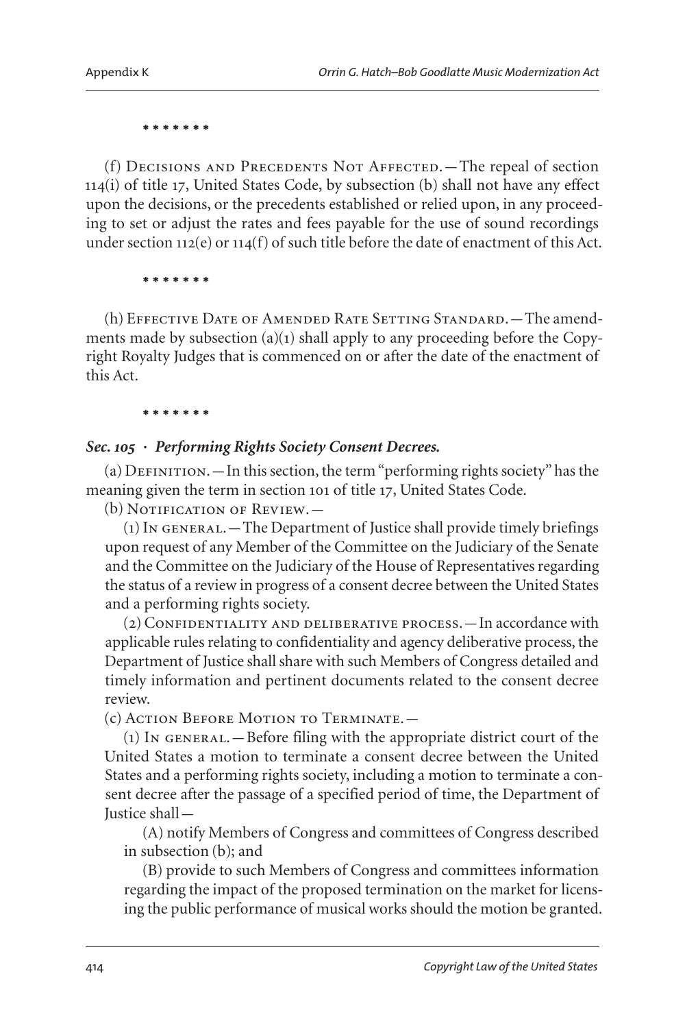\* \* \* \* \* \* \*

(f) Decisions and Precedents Not Affected.—The repeal of section 114(i) of title 17, United States Code, by subsection (b) shall not have any effect upon the decisions, or the precedents established or relied upon, in any proceeding to set or adjust the rates and fees payable for the use of sound recordings under section 112(e) or 114(f) of such title before the date of enactment of this Act.

\* \* \* \* \* \* \*

(h) Effective Date of Amended Rate Setting Standard.—The amendments made by subsection (a)(1) shall apply to any proceeding before the Copyright Royalty Judges that is commenced on or after the date of the enactment of this Act.

\* \* \* \* \* \* \*

### *Sec. 105 · Performing Rights Society Consent Decrees.*

(a) Definition.—In this section, the term "performing rights society" has the meaning given the term in section 101 of title 17, United States Code.

(b) Notification of Review.—

(1) In general.—The Department of Justice shall provide timely briefings upon request of any Member of the Committee on the Judiciary of the Senate and the Committee on the Judiciary of the House of Representatives regarding the status of a review in progress of a consent decree between the United States and a performing rights society.

(2) Confidentiality and deliberative process.—In accordance with applicable rules relating to confidentiality and agency deliberative process, the Department of Justice shall share with such Members of Congress detailed and timely information and pertinent documents related to the consent decree review.

(c) Action Before Motion to Terminate.—

(1) In general.—Before filing with the appropriate district court of the United States a motion to terminate a consent decree between the United States and a performing rights society, including a motion to terminate a consent decree after the passage of a specified period of time, the Department of Justice shall—

(A) notify Members of Congress and committees of Congress described in subsection (b); and

(B) provide to such Members of Congress and committees information regarding the impact of the proposed termination on the market for licensing the public performance of musical works should the motion be granted.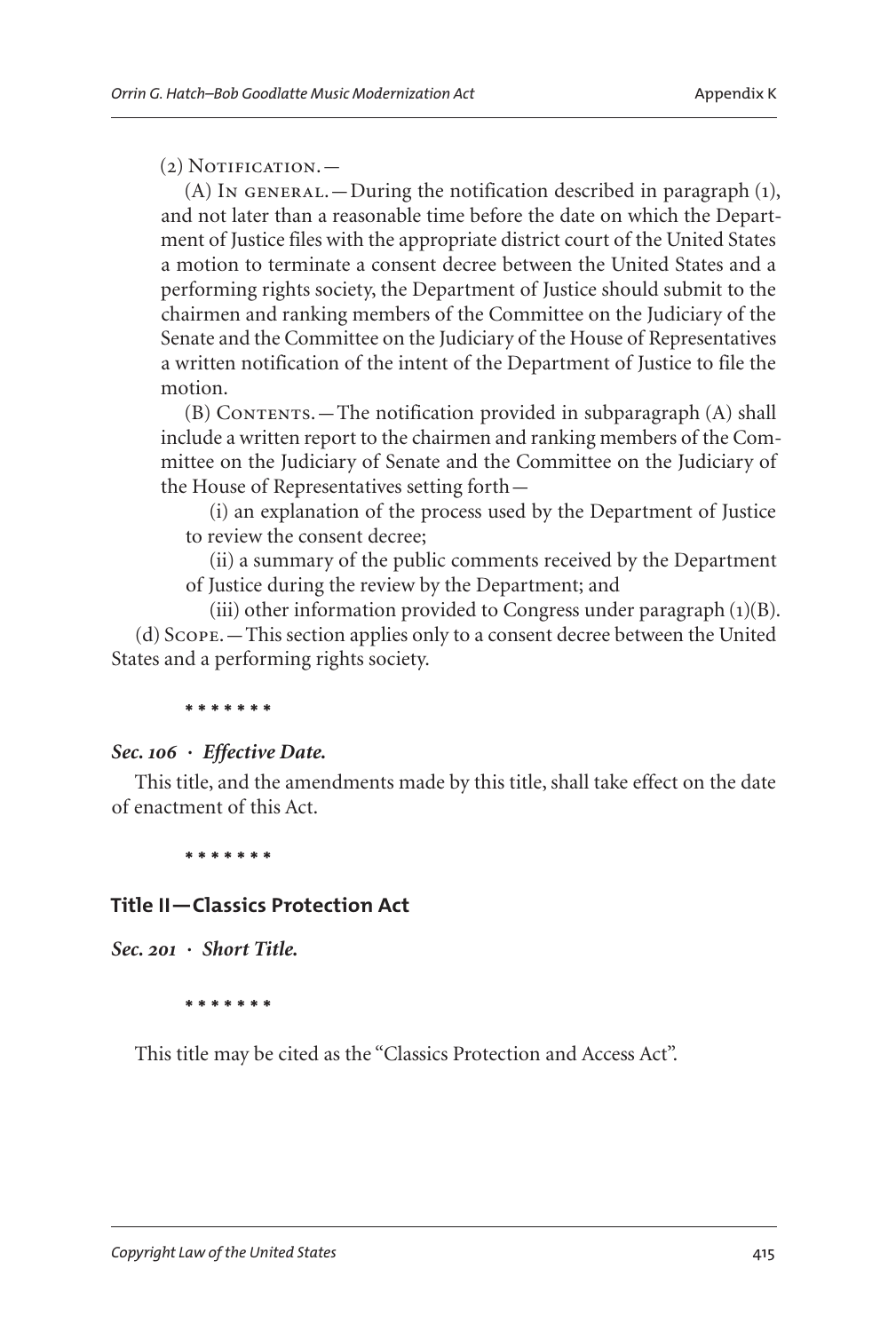(2) Notification.—

(A) In general.—During the notification described in paragraph (1), and not later than a reasonable time before the date on which the Department of Justice files with the appropriate district court of the United States a motion to terminate a consent decree between the United States and a performing rights society, the Department of Justice should submit to the chairmen and ranking members of the Committee on the Judiciary of the Senate and the Committee on the Judiciary of the House of Representatives a written notification of the intent of the Department of Justice to file the motion.

(B) Contents.—The notification provided in subparagraph (A) shall include a written report to the chairmen and ranking members of the Committee on the Judiciary of Senate and the Committee on the Judiciary of the House of Representatives setting forth—

(i) an explanation of the process used by the Department of Justice to review the consent decree;

(ii) a summary of the public comments received by the Department of Justice during the review by the Department; and

(iii) other information provided to Congress under paragraph (1)(B).

(d) Scope.—This section applies only to a consent decree between the United States and a performing rights society.

\* \* \* \* \* \* \*

### *Sec. 106 · Effective Date.*

This title, and the amendments made by this title, shall take effect on the date of enactment of this Act.

\* \* \* \* \* \* \*

## Title II—Classics Protection Act

### *Sec. 201 · Short Title.*

\* \* \* \* \* \* \*

This title may be cited as the "Classics Protection and Access Act".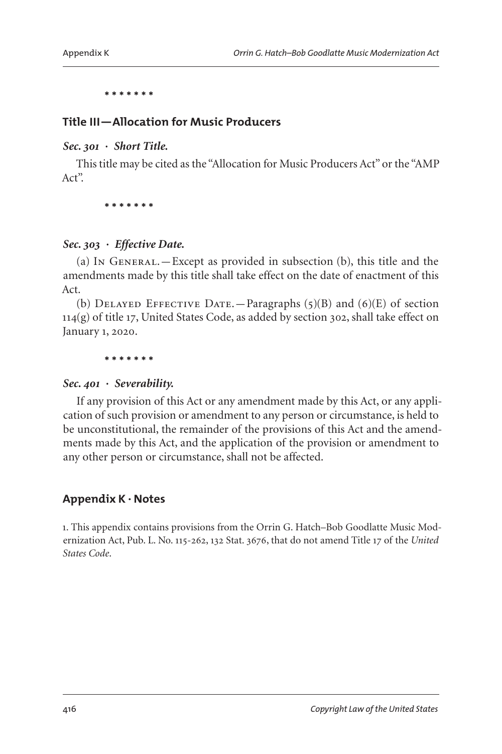\* \* \* \* \* \* \*

## Title III—Allocation for Music Producers

### *Sec. 301 · Short Title.*

This title may be cited as the "Allocation for Music Producers Act" or the "AMP Act".

\* \* \* \* \* \* \*

### *Sec. 303 · Effective Date.*

(a) In General.—Except as provided in subsection (b), this title and the amendments made by this title shall take effect on the date of enactment of this Act.

(b) Delayed Effective Date.—Paragraphs (5)(B) and (6)(E) of section 114(g) of title 17, United States Code, as added by section 302, shall take effect on January 1, 2020.

\* \* \* \* \* \* \*

### *Sec. 401 · Severability.*

If any provision of this Act or any amendment made by this Act, or any application of such provision or amendment to any person or circumstance, is held to be unconstitutional, the remainder of the provisions of this Act and the amendments made by this Act, and the application of the provision or amendment to any other person or circumstance, shall not be affected.

## Appendix K · Notes

1. This appendix contains provisions from the Orrin G. Hatch–Bob Goodlatte Music Modernization Act, Pub. L. No. 115-262, 132 Stat. 3676, that do not amend Title 17 of the *United States Code*.